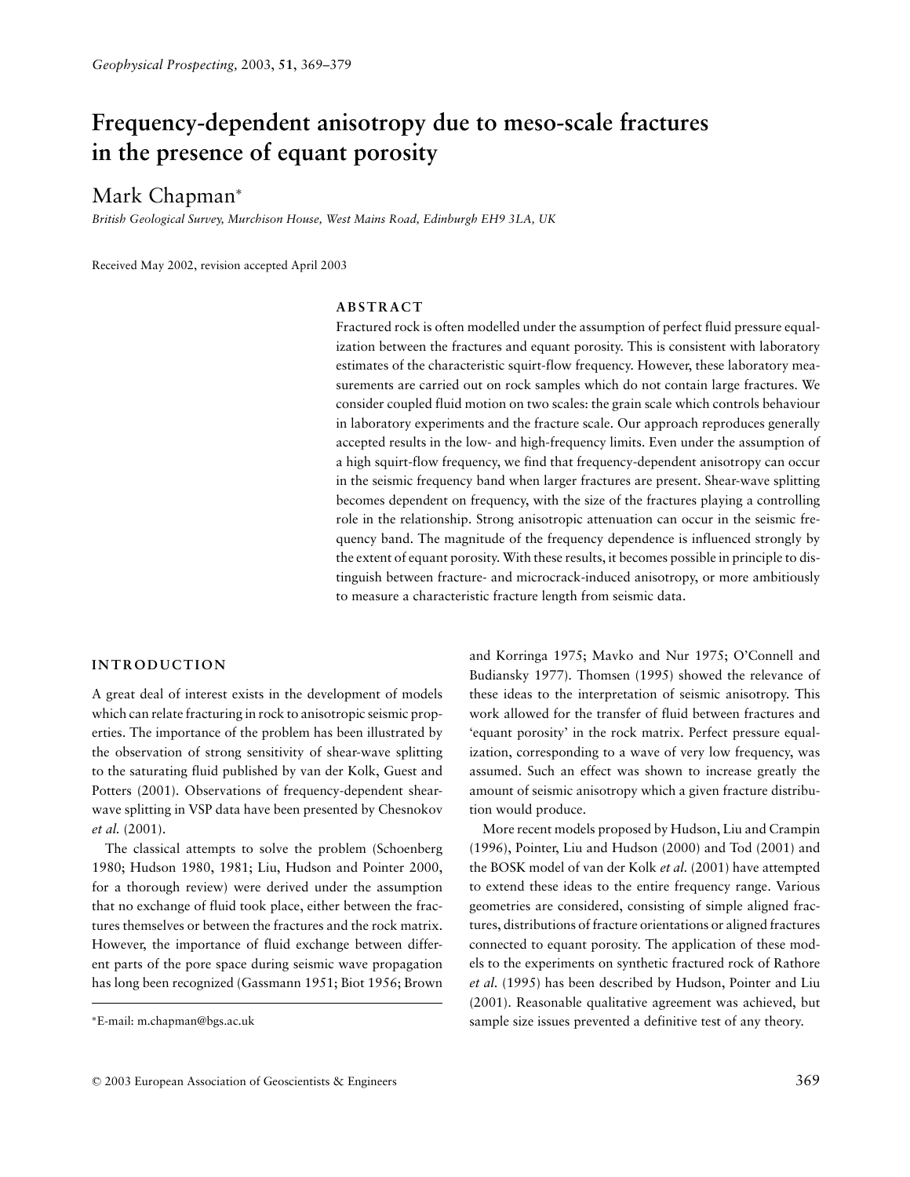# Frequency-dependent anisotropy due to meso-scale fractures in the presence of equant porosity

Mark Chapman*

*British Geological Survey, Murchison House, West Mains Road, Edinburgh EH9 3LA, UK*

Received May 2002, revision accepted April 2003

## ABSTRACT

Fractured rock is often modelled under the assumption of perfect fluid pressure equalization between the fractures and equant porosity. This is consistent with laboratory estimates of the characteristic squirt-flow frequency. However, these laboratory measurements are carried out on rock samples which do not contain large fractures. We consider coupled fluid motion on two scales: the grain scale which controls behaviour in laboratory experiments and the fracture scale. Our approach reproduces generally accepted results in the low- and high-frequency limits. Even under the assumption of a high squirt-flow frequency, we find that frequency-dependent anisotropy can occur in the seismic frequency band when larger fractures are present. Shear-wave splitting becomes dependent on frequency, with the size of the fractures playing a controlling role in the relationship. Strong anisotropic attenuation can occur in the seismic frequency band. The magnitude of the frequency dependence is influenced strongly by the extent of equant porosity. With these results, it becomes possible in principle to distinguish between fracture- and microcrack-induced anisotropy, or more ambitiously to measure a characteristic fracture length from seismic data.

## INTRODUCTION

A great deal of interest exists in the development of models which can relate fracturing in rock to anisotropic seismic properties. The importance of the problem has been illustrated by the observation of strong sensitivity of shear-wave splitting to the saturating fluid published by van der Kolk, Guest and Potters (2001). Observations of frequency-dependent shear-wave splitting in VSP data have been presented by Chesnokov *et al.* (2001).

The classical attempts to solve the problem (Schoenberg 1980; Hudson 1980, 1981; Liu, Hudson and Pointer 2000, for a thorough review) were derived under the assumption that no exchange of fluid took place, either between the fractures themselves or between the fractures and the rock matrix. However, the importance of fluid exchange between different parts of the pore space during seismic wave propagation has long been recognized (Gassmann 1951; Biot 1956; Brown and Korringa 1975; Mavko and Nur 1975; O'Connell and Budiansky 1977). Thomsen (1995) showed the relevance of these ideas to the interpretation of seismic anisotropy. This work allowed for the transfer of fluid between fractures and 'equant porosity' in the rock matrix. Perfect pressure equalization, corresponding to a wave of very low frequency, was assumed. Such an effect was shown to increase greatly the amount of seismic anisotropy which a given fracture distribution would produce.

More recent models proposed by Hudson, Liu and Crampin (1996), Pointer, Liu and Hudson (2000) and Tod (2001) and the BOSK model of van der Kolk *et al.* (2001) have attempted to extend these ideas to the entire frequency range. Various geometries are considered, consisting of simple aligned fractures, distributions of fracture orientations or aligned fractures connected to equant porosity. The application of these models to the experiments on synthetic fractured rock of Rathore *et al.* (1995) has been described by Hudson, Pointer and Liu (2001). Reasonable qualitative agreement was achieved, but sample size issues prevented a definitive test of any theory.

*E-mail: m.chapman@bgs.ac.uk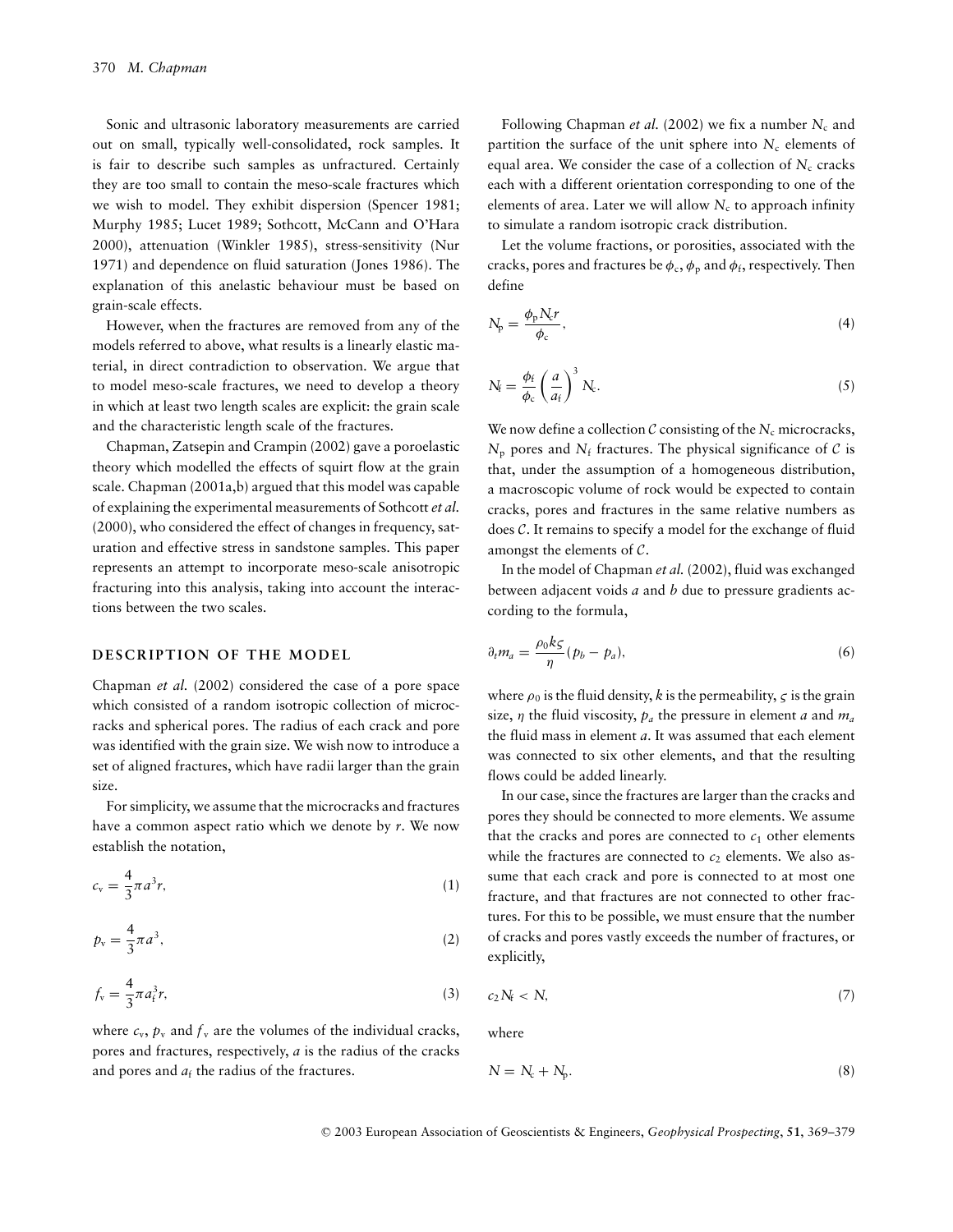Sonic and ultrasonic laboratory measurements are carried out on small, typically well-consolidated, rock samples. It is fair to describe such samples as unfractured. Certainly they are too small to contain the meso-scale fractures which we wish to model. They exhibit dispersion (Spencer 1981; Murphy 1985; Lucet 1989; Sothcott, McCann and O'Hara 2000), attenuation (Winkler 1985), stress-sensitivity (Nur 1971) and dependence on fluid saturation (Jones 1986). The explanation of this anelastic behaviour must be based on grain-scale effects.

However, when the fractures are removed from any of the models referred to above, what results is a linearly elastic material, in direct contradiction to observation. We argue that to model meso-scale fractures, we need to develop a theory in which at least two length scales are explicit: the grain scale and the characteristic length scale of the fractures.

Chapman, Zatsepin and Crampin (2002) gave a poroelastic theory which modelled the effects of squirt flow at the grain scale. Chapman (2001a,b) argued that this model was capable of explaining the experimental measurements of Sothcott *et al.* (2000), who considered the effect of changes in frequency, saturation and effective stress in sandstone samples. This paper represents an attempt to incorporate meso-scale anisotropic fracturing into this analysis, taking into account the interactions between the two scales.

## DESCRIPTION OF THE MODEL

Chapman *et al.* (2002) considered the case of a pore space which consisted of a random isotropic collection of microcracks and spherical pores. The radius of each crack and pore was identified with the grain size. We wish now to introduce a set of aligned fractures, which have radii larger than the grain size.

For simplicity, we assume that the microcracks and fractures have a common aspect ratio which we denote by $r$. We now establish the notation,

$$c_v = \frac{4}{3}\pi a^3 r, \tag{1}$$

$$p_v = \frac{4}{3}\pi a^3, \tag{2}$$

$$f_v = \frac{4}{3}\pi a_f^3 r, \tag{3}$$

where $c_v$, $p_v$ and $f_v$ are the volumes of the individual cracks, pores and fractures, respectively, $a$ is the radius of the cracks and pores and $a_f$ the radius of the fractures.

Following Chapman *et al.* (2002) we fix a number $N_c$ and partition the surface of the unit sphere into $N_c$ elements of equal area. We consider the case of a collection of $N_c$ cracks each with a different orientation corresponding to one of the elements of area. Later we will allow $N_c$ to approach infinity to simulate a random isotropic crack distribution.

Let the volume fractions, or porosities, associated with the cracks, pores and fractures be $\phi_c$, $\phi_p$ and $\phi_f$, respectively. Then define

$$N_p = \frac{\phi_p N_c r}{\phi_c}, \tag{4}$$

$$N_f = \frac{\phi_f}{\phi_c}\left(\frac{a}{a_f}\right)^3 N_c. \tag{5}$$

We now define a collection $\mathcal{C}$ consisting of the $N_c$ microcracks, $N_p$ pores and $N_f$ fractures. The physical significance of $\mathcal{C}$ is that, under the assumption of a homogeneous distribution, a macroscopic volume of rock would be expected to contain cracks, pores and fractures in the same relative numbers as does $\mathcal{C}$. It remains to specify a model for the exchange of fluid amongst the elements of $\mathcal{C}$.

In the model of Chapman *et al.* (2002), fluid was exchanged between adjacent voids $a$ and $b$ due to pressure gradients according to the formula,

$$\partial_t m_a = \frac{\rho_0 k \varsigma}{\eta}(p_b - p_a), \tag{6}$$

where $\rho_0$ is the fluid density, $k$ is the permeability, $\varsigma$ is the grain size, $\eta$ the fluid viscosity, $p_a$ the pressure in element $a$ and $m_a$ the fluid mass in element $a$. It was assumed that each element was connected to six other elements, and that the resulting flows could be added linearly.

In our case, since the fractures are larger than the cracks and pores they should be connected to more elements. We assume that the cracks and pores are connected to $c_1$ other elements while the fractures are connected to $c_2$ elements. We also assume that each crack and pore is connected to at most one fracture, and that fractures are not connected to other fractures. For this to be possible, we must ensure that the number of cracks and pores vastly exceeds the number of fractures, or explicitly,

$$c_2 N_f < N, \tag{7}$$

where

$$N = N_c + N_p. \tag{8}$$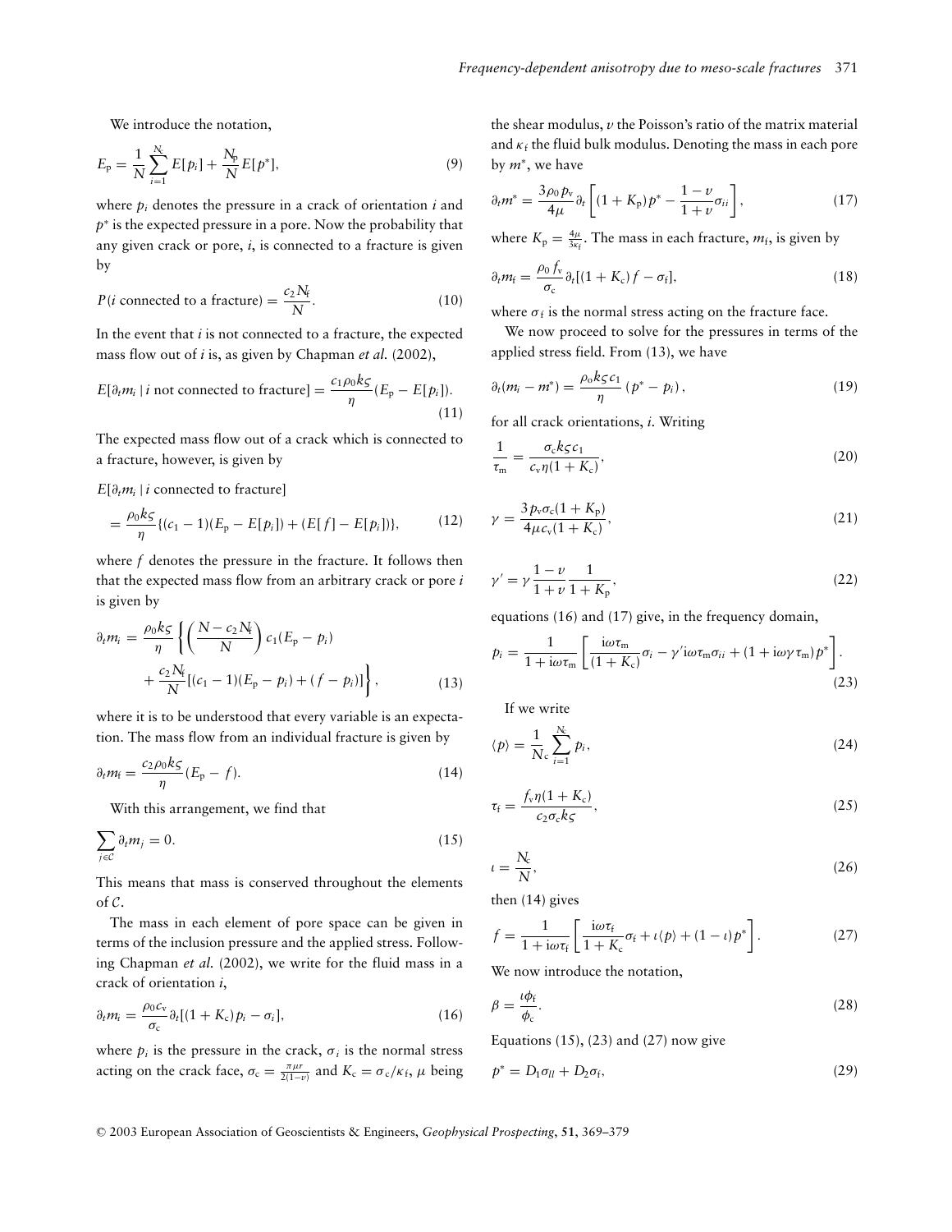We introduce the notation,

$$E_{\mathrm{p}} = \frac{1}{N}\sum_{i=1}^{N_{\mathrm{c}}} E[p_i] + \frac{N_{\mathrm{p}}}{N}E[p^*], \tag{9}$$

where $p_i$ denotes the pressure in a crack of orientation $i$ and $p^*$ is the expected pressure in a pore. Now the probability that any given crack or pore, $i$, is connected to a fracture is given by

$$P(i \text{ connected to a fracture}) = \frac{c_2 N_{\mathrm{f}}}{N}. \tag{10}$$

In the event that $i$ is not connected to a fracture, the expected mass flow out of $i$ is, as given by Chapman *et al.* (2002),

$$E[\partial_t m_i \mid i \text{ not connected to fracture}] = \frac{c_1 \rho_0 k \varsigma}{\eta}(E_{\mathrm{p}} - E[p_i]). \tag{11}$$

The expected mass flow out of a crack which is connected to a fracture, however, is given by

$$E[\partial_t m_i \mid i \text{ connected to fracture}] = \frac{\rho_0 k \varsigma}{\eta}\{(c_1 - 1)(E_{\mathrm{p}} - E[p_i]) + (E[f] - E[p_i])\}, \tag{12}$$

where $f$ denotes the pressure in the fracture. It follows then that the expected mass flow from an arbitrary crack or pore $i$ is given by

$$\partial_t m_i = \frac{\rho_0 k \varsigma}{\eta}\left\{\left(\frac{N - c_2 N_{\mathrm{f}}}{N}\right)c_1(E_{\mathrm{p}} - p_i) + \frac{c_2 N_{\mathrm{f}}}{N}[(c_1 - 1)(E_{\mathrm{p}} - p_i) + (f - p_i)]\right\}, \tag{13}$$

where it is to be understood that every variable is an expectation. The mass flow from an individual fracture is given by

$$\partial_t m_{\mathrm{f}} = \frac{c_2 \rho_0 k \varsigma}{\eta}(E_{\mathrm{p}} - f). \tag{14}$$

With this arrangement, we find that

$$\sum_{j \in \mathcal{C}} \partial_t m_j = 0. \tag{15}$$

This means that mass is conserved throughout the elements of $\mathcal{C}$.

The mass in each element of pore space can be given in terms of the inclusion pressure and the applied stress. Following Chapman *et al.* (2002), we write for the fluid mass in a crack of orientation $i$,

$$\partial_t m_i = \frac{\rho_0 c_{\mathrm{v}}}{\sigma_{\mathrm{c}}}\partial_t[(1 + K_{\mathrm{c}})p_i - \sigma_i], \tag{16}$$

where $p_i$ is the pressure in the crack, $\sigma_i$ is the normal stress acting on the crack face, $\sigma_{\mathrm{c}} = \frac{\pi \mu r}{2(1-\nu)}$ and $K_{\mathrm{c}} = \sigma_{\mathrm{c}}/\kappa_{\mathrm{f}}$, $\mu$ being the shear modulus, $\nu$ the Poisson's ratio of the matrix material and $\kappa_{\mathrm{f}}$ the fluid bulk modulus. Denoting the mass in each pore by $m^*$, we have

$$\partial_t m^* = \frac{3\rho_0 p_{\mathrm{v}}}{4\mu}\partial_t\left[(1 + K_{\mathrm{p}})p^* - \frac{1-\nu}{1+\nu}\sigma_{ii}\right], \tag{17}$$

where $K_{\mathrm{p}} = \frac{4\mu}{3\kappa_{\mathrm{f}}}$. The mass in each fracture, $m_{\mathrm{f}}$, is given by

$$\partial_t m_{\mathrm{f}} = \frac{\rho_0 f_{\mathrm{v}}}{\sigma_{\mathrm{c}}}\partial_t[(1 + K_{\mathrm{c}})f - \sigma_{\mathrm{f}}], \tag{18}$$

where $\sigma_{\mathrm{f}}$ is the normal stress acting on the fracture face.

We now proceed to solve for the pressures in terms of the applied stress field. From (13), we have

$$\partial_t(m_i - m^*) = \frac{\rho_0 k \varsigma c_1}{\eta}(p^* - p_i), \tag{19}$$

for all crack orientations, $i$. Writing

$$\frac{1}{\tau_{\mathrm{m}}} = \frac{\sigma_{\mathrm{c}} k \varsigma c_1}{c_{\mathrm{v}}\eta(1 + K_{\mathrm{c}})}, \tag{20}$$

$$\gamma = \frac{3 p_{\mathrm{v}} \sigma_{\mathrm{c}}(1 + K_{\mathrm{p}})}{4\mu c_{\mathrm{v}}(1 + K_{\mathrm{c}})}, \tag{21}$$

$$\gamma' = \gamma \frac{1-\nu}{1+\nu}\frac{1}{1 + K_{\mathrm{p}}}, \tag{22}$$

equations (16) and (17) give, in the frequency domain,

$$p_i = \frac{1}{1 + \mathrm{i}\omega\tau_{\mathrm{m}}}\left[\frac{\mathrm{i}\omega\tau_{\mathrm{m}}}{(1 + K_{\mathrm{c}})}\sigma_i - \gamma'\mathrm{i}\omega\tau_{\mathrm{m}}\sigma_{ii} + (1 + \mathrm{i}\omega\gamma\tau_{\mathrm{m}})p^*\right]. \tag{23}$$

If we write

$$\langle p \rangle = \frac{1}{N_{\mathrm{c}}}\sum_{i=1}^{N_{\mathrm{c}}} p_i, \tag{24}$$

$$\tau_{\mathrm{f}} = \frac{f_{\mathrm{v}}\eta(1 + K_{\mathrm{c}})}{c_2 \sigma_{\mathrm{c}} k \varsigma}, \tag{25}$$

$$\iota = \frac{N_{\mathrm{c}}}{N}, \tag{26}$$

then (14) gives

$$f = \frac{1}{1 + \mathrm{i}\omega\tau_{\mathrm{f}}}\left[\frac{\mathrm{i}\omega\tau_{\mathrm{f}}}{1 + K_{\mathrm{c}}}\sigma_{\mathrm{f}} + \iota\langle p \rangle + (1 - \iota)p^*\right]. \tag{27}$$

We now introduce the notation,

$$\beta = \frac{\iota\phi_{\mathrm{f}}}{\phi_{\mathrm{c}}}. \tag{28}$$

Equations (15), (23) and (27) now give

$$p^* = D_1\sigma_{ll} + D_2\sigma_{\mathrm{f}}, \tag{29}$$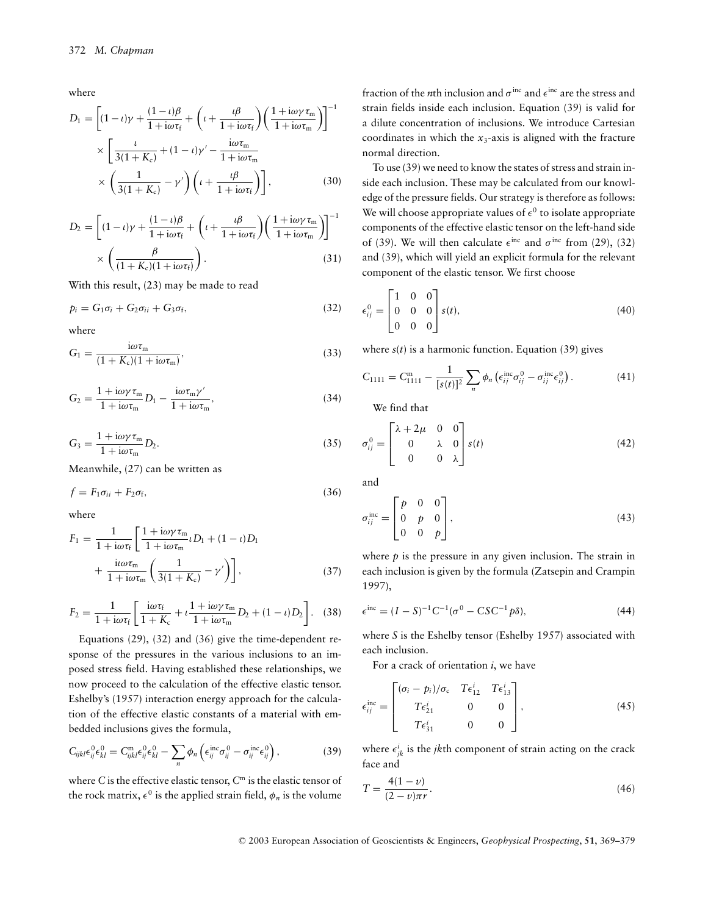where

$$D_1 = \left[(1-\iota)\gamma + \frac{(1-\iota)\beta}{1+\mathrm{i}\omega\tau_{\mathrm{f}}} + \left(\iota + \frac{\iota\beta}{1+\mathrm{i}\omega\tau_{\mathrm{f}}}\right)\left(\frac{1+\mathrm{i}\omega\gamma\tau_{\mathrm{m}}}{1+\mathrm{i}\omega\tau_{\mathrm{m}}}\right)\right]^{-1} \times \left[\frac{\iota}{3(1+K_{\mathrm{c}})} + (1-\iota)\gamma' - \frac{\mathrm{i}\omega\tau_{\mathrm{m}}}{1+\mathrm{i}\omega\tau_{\mathrm{m}}} \times \left(\frac{1}{3(1+K_{\mathrm{c}})} - \gamma'\right)\left(\iota + \frac{\iota\beta}{1+\mathrm{i}\omega\tau_{\mathrm{f}}}\right)\right], \tag{30}$$

$$D_2 = \left[(1-\iota)\gamma + \frac{(1-\iota)\beta}{1+\mathrm{i}\omega\tau_{\mathrm{f}}} + \left(\iota + \frac{\iota\beta}{1+\mathrm{i}\omega\tau_{\mathrm{f}}}\right)\left(\frac{1+\mathrm{i}\omega\gamma\tau_{\mathrm{m}}}{1+\mathrm{i}\omega\tau_{\mathrm{m}}}\right)\right]^{-1} \times \left(\frac{\beta}{(1+K_{\mathrm{c}})(1+\mathrm{i}\omega\tau_{\mathrm{f}})}\right). \tag{31}$$

With this result, (23) may be made to read

$$p_i = G_1\sigma_i + G_2\sigma_{ii} + G_3\sigma_{\mathrm{f}}, \tag{32}$$

where

$$G_1 = \frac{\mathrm{i}\omega\tau_{\mathrm{m}}}{(1+K_{\mathrm{c}})(1+\mathrm{i}\omega\tau_{\mathrm{m}})}, \tag{33}$$

$$G_2 = \frac{1+\mathrm{i}\omega\gamma\tau_{\mathrm{m}}}{1+\mathrm{i}\omega\tau_{\mathrm{m}}} D_1 - \frac{\mathrm{i}\omega\tau_{\mathrm{m}}\gamma'}{1+\mathrm{i}\omega\tau_{\mathrm{m}}}, \tag{34}$$

$$G_3 = \frac{1+\mathrm{i}\omega\gamma\tau_{\mathrm{m}}}{1+\mathrm{i}\omega\tau_{\mathrm{m}}} D_2. \tag{35}$$

Meanwhile, (27) can be written as

$$f = F_1\sigma_{ii} + F_2\sigma_{\mathrm{f}}, \tag{36}$$

where

$$F_1 = \frac{1}{1+\mathrm{i}\omega\tau_{\mathrm{f}}}\left[\frac{1+\mathrm{i}\omega\gamma\tau_{\mathrm{m}}}{1+\mathrm{i}\omega\tau_{\mathrm{m}}}\iota D_1 + (1-\iota)D_1 + \frac{\mathrm{i}\iota\omega\tau_{\mathrm{m}}}{1+\mathrm{i}\omega\tau_{\mathrm{m}}}\left(\frac{1}{3(1+K_{\mathrm{c}})} - \gamma'\right)\right], \tag{37}$$

$$F_2 = \frac{1}{1+\mathrm{i}\omega\tau_{\mathrm{f}}}\left[\frac{\mathrm{i}\omega\tau_{\mathrm{f}}}{1+K_{\mathrm{c}}} + \iota\frac{1+\mathrm{i}\omega\gamma\tau_{\mathrm{m}}}{1+\mathrm{i}\omega\tau_{\mathrm{m}}} D_2 + (1-\iota)D_2\right]. \tag{38}$$

Equations (29), (32) and (36) give the time-dependent response of the pressures in the various inclusions to an imposed stress field. Having established these relationships, we now proceed to the calculation of the effective elastic tensor. Eshelby's (1957) interaction energy approach for the calculation of the effective elastic constants of a material with embedded inclusions gives the formula,

$$C_{ijkl}\epsilon^0_{ij}\epsilon^0_{kl} = C^{\mathrm{m}}_{ijkl}\epsilon^0_{ij}\epsilon^0_{kl} - \sum_n \phi_n\left(\epsilon^{\mathrm{inc}}_{ij}\sigma^0_{ij} - \sigma^{\mathrm{inc}}_{ij}\epsilon^0_{ij}\right), \tag{39}$$

where $C$ is the effective elastic tensor, $C^{\mathrm{m}}$ is the elastic tensor of the rock matrix, $\epsilon^0$ is the applied strain field, $\phi_n$ is the volume fraction of the $n$th inclusion and $\sigma^{\mathrm{inc}}$ and $\epsilon^{\mathrm{inc}}$ are the stress and strain fields inside each inclusion. Equation (39) is valid for a dilute concentration of inclusions. We introduce Cartesian coordinates in which the $x_3$-axis is aligned with the fracture normal direction.

To use (39) we need to know the states of stress and strain inside each inclusion. These may be calculated from our knowledge of the pressure fields. Our strategy is therefore as follows: We will choose appropriate values of $\epsilon^0$ to isolate appropriate components of the effective elastic tensor on the left-hand side of (39). We will then calculate $\epsilon^{\mathrm{inc}}$ and $\sigma^{\mathrm{inc}}$ from (29), (32) and (39), which will yield an explicit formula for the relevant component of the elastic tensor. We first choose

$$\epsilon^0_{ij} = \begin{bmatrix} 1 & 0 & 0 \\ 0 & 0 & 0 \\ 0 & 0 & 0 \end{bmatrix} s(t), \tag{40}$$

where $s(t)$ is a harmonic function. Equation (39) gives

$$C_{1111} = C^{\mathrm{m}}_{1111} - \frac{1}{[s(t)]^2}\sum_n \phi_n\left(\epsilon^{\mathrm{inc}}_{ij}\sigma^0_{ij} - \sigma^{\mathrm{inc}}_{ij}\epsilon^0_{ij}\right). \tag{41}$$

We find that

$$\sigma^0_{ij} = \begin{bmatrix} \lambda+2\mu & 0 & 0 \\ 0 & \lambda & 0 \\ 0 & 0 & \lambda \end{bmatrix} s(t) \tag{42}$$

and

$$\sigma^{\mathrm{inc}}_{ij} = \begin{bmatrix} p & 0 & 0 \\ 0 & p & 0 \\ 0 & 0 & p \end{bmatrix}, \tag{43}$$

where $p$ is the pressure in any given inclusion. The strain in each inclusion is given by the formula (Zatsepin and Crampin 1997),

$$\epsilon^{\mathrm{inc}} = (I-S)^{-1}C^{-1}(\sigma^0 - CSC^{-1}p\delta), \tag{44}$$

where $S$ is the Eshelby tensor (Eshelby 1957) associated with each inclusion.

For a crack of orientation $i$, we have

$$\epsilon^{\mathrm{inc}}_{ij} = \begin{bmatrix} (\sigma_i - p_i)/\sigma_{\mathrm{c}} & T\epsilon^i_{12} & T\epsilon^i_{13} \\ T\epsilon^i_{21} & 0 & 0 \\ T\epsilon^i_{31} & 0 & 0 \end{bmatrix}, \tag{45}$$

where $\epsilon^i_{jk}$ is the $jk$th component of strain acting on the crack face and

$$T = \frac{4(1-\nu)}{(2-\nu)\pi r}. \tag{46}$$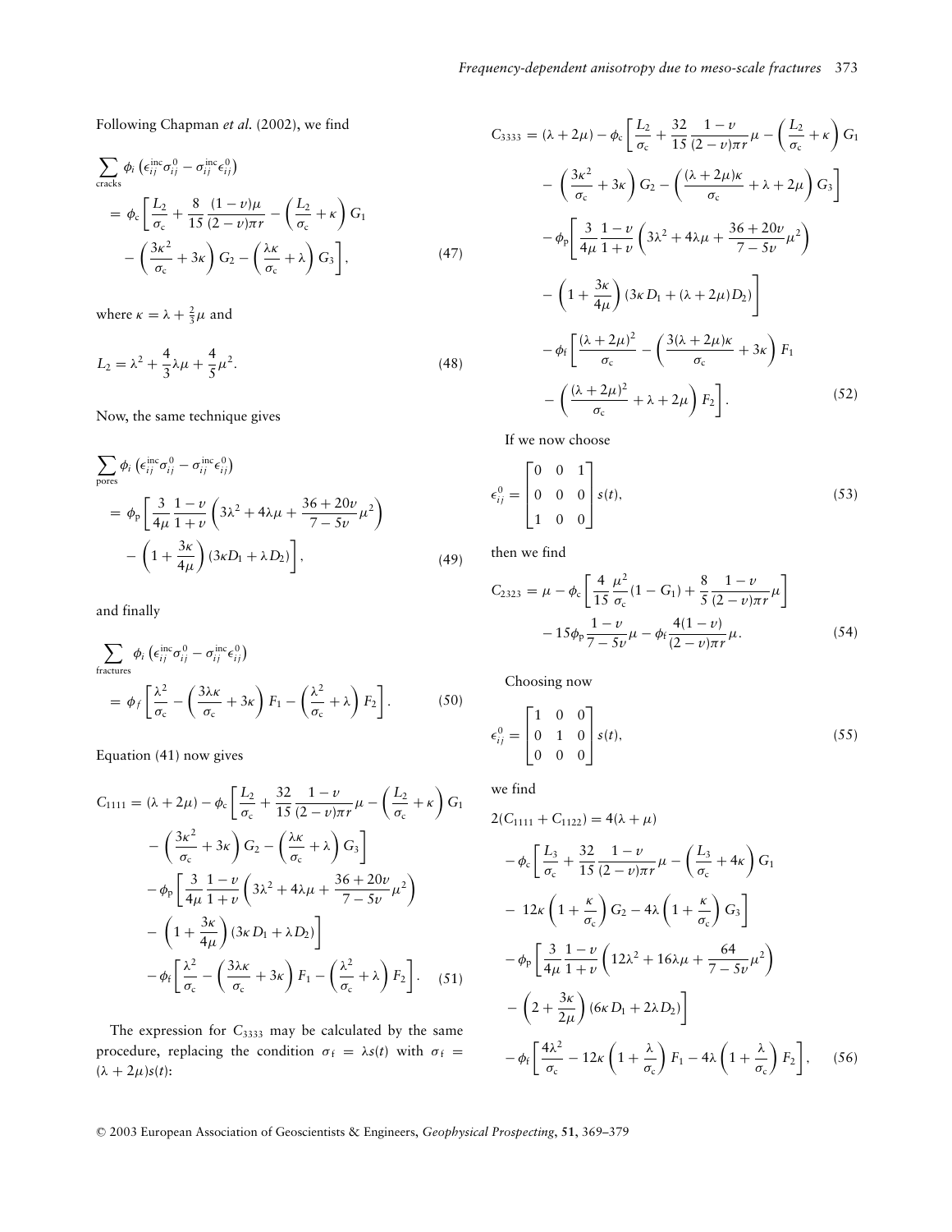Following Chapman *et al.* (2002), we find

$$
\begin{aligned}
&\sum_{\text{cracks}} \phi_i \left(\epsilon_{ij}^{\text{inc}} \sigma_{ij}^0 - \sigma_{ij}^{\text{inc}} \epsilon_{ij}^0\right) \\
&= \phi_c \left[ \frac{L_2}{\sigma_c} + \frac{8}{15} \frac{(1-v)\mu}{(2-v)\pi r} - \left( \frac{L_2}{\sigma_c} + \kappa \right) G_1 \right. \\
&\quad \left. - \left( \frac{3\kappa^2}{\sigma_c} + 3\kappa \right) G_2 - \left( \frac{\lambda\kappa}{\sigma_c} + \lambda \right) G_3 \right],
\end{aligned} \tag{47}
$$

where $\kappa = \lambda + \frac{2}{3}\mu$ and

$$
L_2 = \lambda^2 + \frac{4}{3}\lambda\mu + \frac{4}{5}\mu^2. \tag{48}
$$

Now, the same technique gives

$$
\begin{aligned}
&\sum_{\text{pores}} \phi_i \left(\epsilon_{ij}^{\text{inc}} \sigma_{ij}^0 - \sigma_{ij}^{\text{inc}} \epsilon_{ij}^0\right) \\
&= \phi_p \left[ \frac{3}{4\mu} \frac{1-v}{1+v} \left( 3\lambda^2 + 4\lambda\mu + \frac{36+20v}{7-5v}\mu^2 \right) \right. \\
&\quad \left. - \left( 1 + \frac{3\kappa}{4\mu} \right) (3\kappa D_1 + \lambda D_2) \right],
\end{aligned} \tag{49}
$$

and finally

$$
\begin{aligned}
&\sum_{\text{fractures}} \phi_i \left(\epsilon_{ij}^{\text{inc}} \sigma_{ij}^0 - \sigma_{ij}^{\text{inc}} \epsilon_{ij}^0\right) \\
&= \phi_f \left[ \frac{\lambda^2}{\sigma_c} - \left( \frac{3\lambda\kappa}{\sigma_c} + 3\kappa \right) F_1 - \left( \frac{\lambda^2}{\sigma_c} + \lambda \right) F_2 \right].
\end{aligned} \tag{50}
$$

Equation (41) now gives

$$
\begin{aligned}
C_{1111} &= (\lambda + 2\mu) - \phi_c \left[ \frac{L_2}{\sigma_c} + \frac{32}{15} \frac{1-v}{(2-v)\pi r}\mu - \left( \frac{L_2}{\sigma_c} + \kappa \right) G_1 \right. \\
&\quad \left. - \left( \frac{3\kappa^2}{\sigma_c} + 3\kappa \right) G_2 - \left( \frac{\lambda\kappa}{\sigma_c} + \lambda \right) G_3 \right] \\
&\quad - \phi_p \left[ \frac{3}{4\mu} \frac{1-v}{1+v} \left( 3\lambda^2 + 4\lambda\mu + \frac{36+20v}{7-5v}\mu^2 \right) \right. \\
&\quad \left. - \left( 1 + \frac{3\kappa}{4\mu} \right) (3\kappa D_1 + \lambda D_2) \right] \\
&\quad - \phi_f \left[ \frac{\lambda^2}{\sigma_c} - \left( \frac{3\lambda\kappa}{\sigma_c} + 3\kappa \right) F_1 - \left( \frac{\lambda^2}{\sigma_c} + \lambda \right) F_2 \right].
\end{aligned} \tag{51}
$$

The expression for $C_{3333}$ may be calculated by the same procedure, replacing the condition $\sigma_f = \lambda s(t)$ with $\sigma_f = (\lambda + 2\mu)s(t)$:

$$
\begin{aligned}
C_{3333} &= (\lambda + 2\mu) - \phi_c \left[ \frac{L_2}{\sigma_c} + \frac{32}{15} \frac{1-v}{(2-v)\pi r}\mu - \left( \frac{L_2}{\sigma_c} + \kappa \right) G_1 \right. \\
&\quad \left. - \left( \frac{3\kappa^2}{\sigma_c} + 3\kappa \right) G_2 - \left( \frac{(\lambda+2\mu)\kappa}{\sigma_c} + \lambda + 2\mu \right) G_3 \right] \\
&\quad - \phi_p \left[ \frac{3}{4\mu} \frac{1-v}{1+v} \left( 3\lambda^2 + 4\lambda\mu + \frac{36+20v}{7-5v}\mu^2 \right) \right. \\
&\quad \left. - \left( 1 + \frac{3\kappa}{4\mu} \right) (3\kappa D_1 + (\lambda+2\mu) D_2) \right] \\
&\quad - \phi_f \left[ \frac{(\lambda+2\mu)^2}{\sigma_c} - \left( \frac{3(\lambda+2\mu)\kappa}{\sigma_c} + 3\kappa \right) F_1 \right. \\
&\quad \left. - \left( \frac{(\lambda+2\mu)^2}{\sigma_c} + \lambda + 2\mu \right) F_2 \right].
\end{aligned} \tag{52}
$$

If we now choose

$$
\epsilon_{ij}^0 = \begin{bmatrix} 0 & 0 & 1 \\ 0 & 0 & 0 \\ 1 & 0 & 0 \end{bmatrix} s(t), \tag{53}
$$

then we find

$$
\begin{aligned}
C_{2323} &= \mu - \phi_c \left[ \frac{4}{15} \frac{\mu^2}{\sigma_c}(1 - G_1) + \frac{8}{5} \frac{1-v}{(2-v)\pi r}\mu \right] \\
&\quad - 15\phi_p \frac{1-v}{7-5v}\mu - \phi_f \frac{4(1-v)}{(2-v)\pi r}\mu.
\end{aligned} \tag{54}
$$

Choosing now

$$
\epsilon_{ij}^0 = \begin{bmatrix} 1 & 0 & 0 \\ 0 & 1 & 0 \\ 0 & 0 & 0 \end{bmatrix} s(t), \tag{55}
$$

we find

$$
\begin{aligned}
&2(C_{1111} + C_{1122}) = 4(\lambda + \mu) \\
&\quad - \phi_c \left[ \frac{L_3}{\sigma_c} + \frac{32}{15} \frac{1-v}{(2-v)\pi r}\mu - \left( \frac{L_3}{\sigma_c} + 4\kappa \right) G_1 \right. \\
&\quad \left. - 12\kappa \left( 1 + \frac{\kappa}{\sigma_c} \right) G_2 - 4\lambda \left( 1 + \frac{\kappa}{\sigma_c} \right) G_3 \right] \\
&\quad - \phi_p \left[ \frac{3}{4\mu} \frac{1-v}{1+v} \left( 12\lambda^2 + 16\lambda\mu + \frac{64}{7-5v}\mu^2 \right) \right. \\
&\quad \left. - \left( 2 + \frac{3\kappa}{2\mu} \right) (6\kappa D_1 + 2\lambda D_2) \right] \\
&\quad - \phi_f \left[ \frac{4\lambda^2}{\sigma_c} - 12\kappa \left( 1 + \frac{\lambda}{\sigma_c} \right) F_1 - 4\lambda \left( 1 + \frac{\lambda}{\sigma_c} \right) F_2 \right],
\end{aligned} \tag{56}
$$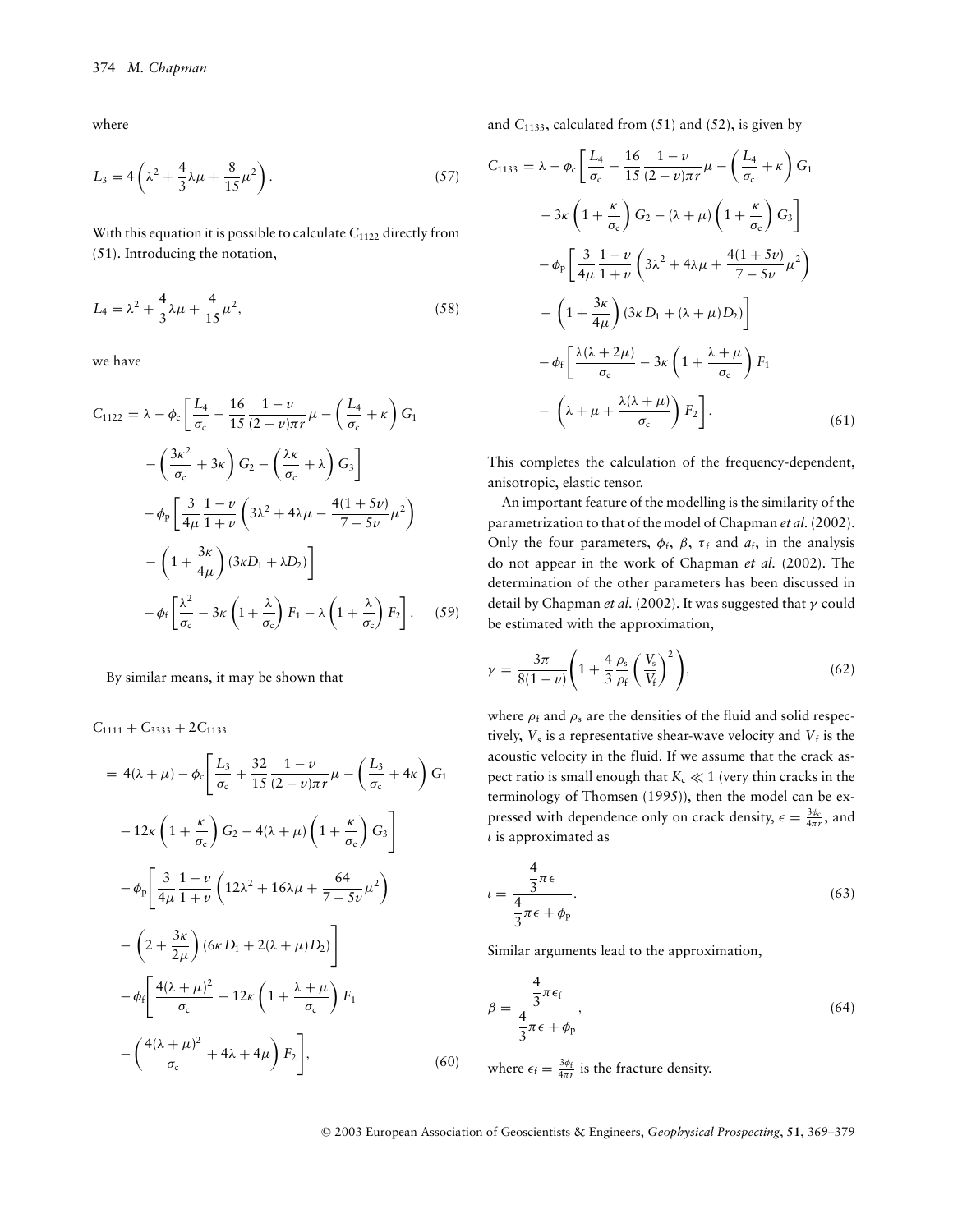where

$$L_3 = 4\left(\lambda^2 + \frac{4}{3}\lambda\mu + \frac{8}{15}\mu^2\right). \tag{57}$$

With this equation it is possible to calculate $C_{1122}$ directly from (51). Introducing the notation,

$$L_4 = \lambda^2 + \frac{4}{3}\lambda\mu + \frac{4}{15}\mu^2, \tag{58}$$

we have

$$\begin{aligned}
C_{1122} = \lambda &- \phi_c\left[\frac{L_4}{\sigma_c} - \frac{16}{15}\frac{1-\upsilon}{(2-\upsilon)\pi r}\mu - \left(\frac{L_4}{\sigma_c} + \kappa\right)G_1 \right.\\
&\left. - \left(\frac{3\kappa^2}{\sigma_c} + 3\kappa\right)G_2 - \left(\frac{\lambda\kappa}{\sigma_c} + \lambda\right)G_3\right]\\
&- \phi_p\left[\frac{3}{4\mu}\frac{1-\upsilon}{1+\upsilon}\left(3\lambda^2 + 4\lambda\mu - \frac{4(1+5\upsilon)}{7-5\upsilon}\mu^2\right)\right.\\
&\left. - \left(1 + \frac{3\kappa}{4\mu}\right)(3\kappa D_1 + \lambda D_2)\right]\\
&- \phi_f\left[\frac{\lambda^2}{\sigma_c} - 3\kappa\left(1 + \frac{\lambda}{\sigma_c}\right)F_1 - \lambda\left(1 + \frac{\lambda}{\sigma_c}\right)F_2\right].
\end{aligned} \tag{59}$$

By similar means, it may be shown that

$$\begin{aligned}
&C_{1111} + C_{3333} + 2C_{1133}\\
&= 4(\lambda + \mu) - \phi_c\left[\frac{L_3}{\sigma_c} + \frac{32}{15}\frac{1-\upsilon}{(2-\upsilon)\pi r}\mu - \left(\frac{L_3}{\sigma_c} + 4\kappa\right)G_1\right.\\
&\quad\left. - 12\kappa\left(1 + \frac{\kappa}{\sigma_c}\right)G_2 - 4(\lambda + \mu)\left(1 + \frac{\kappa}{\sigma_c}\right)G_3\right]\\
&\quad - \phi_p\left[\frac{3}{4\mu}\frac{1-\upsilon}{1+\upsilon}\left(12\lambda^2 + 16\lambda\mu + \frac{64}{7-5\upsilon}\mu^2\right)\right.\\
&\quad\left. - \left(2 + \frac{3\kappa}{2\mu}\right)(6\kappa D_1 + 2(\lambda + \mu)D_2)\right]\\
&\quad - \phi_f\left[\frac{4(\lambda + \mu)^2}{\sigma_c} - 12\kappa\left(1 + \frac{\lambda + \mu}{\sigma_c}\right)F_1\right.\\
&\quad\left. - \left(\frac{4(\lambda + \mu)^2}{\sigma_c} + 4\lambda + 4\mu\right)F_2\right],
\end{aligned} \tag{60}$$

and $C_{1133}$, calculated from (51) and (52), is given by

$$\begin{aligned}
C_{1133} = \lambda &- \phi_c\left[\frac{L_4}{\sigma_c} - \frac{16}{15}\frac{1-\upsilon}{(2-\upsilon)\pi r}\mu - \left(\frac{L_4}{\sigma_c} + \kappa\right)G_1\right.\\
&\left. - 3\kappa\left(1 + \frac{\kappa}{\sigma_c}\right)G_2 - (\lambda + \mu)\left(1 + \frac{\kappa}{\sigma_c}\right)G_3\right]\\
&- \phi_p\left[\frac{3}{4\mu}\frac{1-\upsilon}{1+\upsilon}\left(3\lambda^2 + 4\lambda\mu + \frac{4(1+5\upsilon)}{7-5\upsilon}\mu^2\right)\right.\\
&\left. - \left(1 + \frac{3\kappa}{4\mu}\right)(3\kappa D_1 + (\lambda + \mu)D_2)\right]\\
&- \phi_f\left[\frac{\lambda(\lambda + 2\mu)}{\sigma_c} - 3\kappa\left(1 + \frac{\lambda + \mu}{\sigma_c}\right)F_1\right.\\
&\left. - \left(\lambda + \mu + \frac{\lambda(\lambda + \mu)}{\sigma_c}\right)F_2\right].
\end{aligned} \tag{61}$$

This completes the calculation of the frequency-dependent, anisotropic, elastic tensor.

An important feature of the modelling is the similarity of the parametrization to that of the model of Chapman *et al.* (2002). Only the four parameters, $\phi_f$, $\beta$, $\tau_f$ and $a_f$, in the analysis do not appear in the work of Chapman *et al.* (2002). The determination of the other parameters has been discussed in detail by Chapman *et al.* (2002). It was suggested that $\gamma$ could be estimated with the approximation,

$$\gamma = \frac{3\pi}{8(1-\upsilon)}\left(1 + \frac{4}{3}\frac{\rho_s}{\rho_f}\left(\frac{V_s}{V_f}\right)^2\right), \tag{62}$$

where $\rho_f$ and $\rho_s$ are the densities of the fluid and solid respectively, $V_s$ is a representative shear-wave velocity and $V_f$ is the acoustic velocity in the fluid. If we assume that the crack aspect ratio is small enough that $K_c \ll 1$ (very thin cracks in the terminology of Thomsen (1995)), then the model can be expressed with dependence only on crack density, $\epsilon = \frac{3\phi_c}{4\pi r}$, and $\iota$ is approximated as

$$\iota = \frac{\frac{4}{3}\pi\epsilon}{\frac{4}{3}\pi\epsilon + \phi_p}. \tag{63}$$

Similar arguments lead to the approximation,

$$\beta = \frac{\frac{4}{3}\pi\epsilon_f}{\frac{4}{3}\pi\epsilon + \phi_p}, \tag{64}$$

where $\epsilon_f = \frac{3\phi_f}{4\pi r}$ is the fracture density.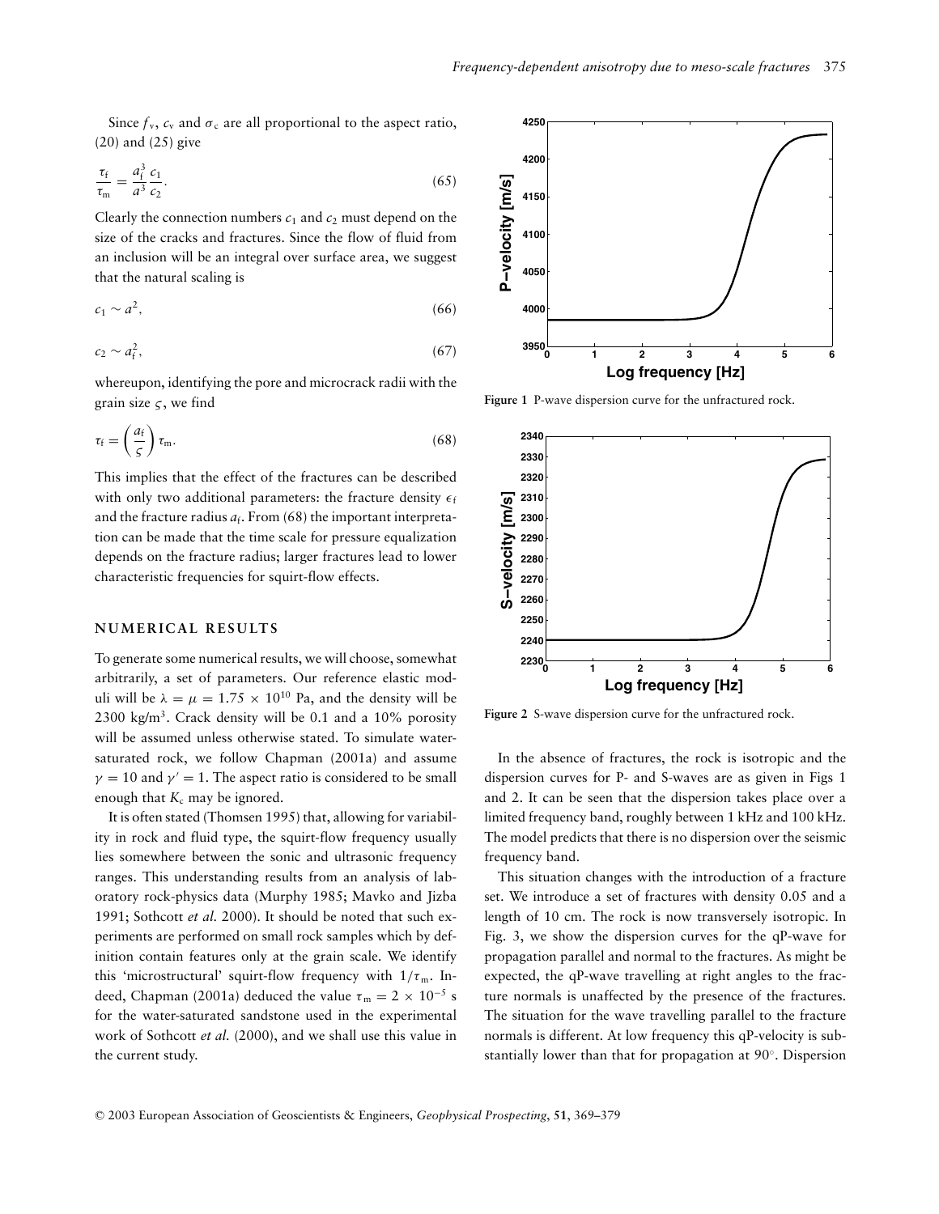Since $f_v$, $c_v$ and $\sigma_c$ are all proportional to the aspect ratio, (20) and (25) give

$$\frac{\tau_f}{\tau_m} = \frac{a_f^3}{a^3}\frac{c_1}{c_2}. \tag{65}$$

Clearly the connection numbers $c_1$ and $c_2$ must depend on the size of the cracks and fractures. Since the flow of fluid from an inclusion will be an integral over surface area, we suggest that the natural scaling is

$$c_1 \sim a^2, \tag{66}$$

$$c_2 \sim a_f^2, \tag{67}$$

whereupon, identifying the pore and microcrack radii with the grain size $\varsigma$, we find

$$\tau_f = \left(\frac{a_f}{\varsigma}\right)\tau_m. \tag{68}$$

This implies that the effect of the fractures can be described with only two additional parameters: the fracture density $\epsilon_f$ and the fracture radius $a_f$. From (68) the important interpretation can be made that the time scale for pressure equalization depends on the fracture radius; larger fractures lead to lower characteristic frequencies for squirt-flow effects.

## NUMERICAL RESULTS

To generate some numerical results, we will choose, somewhat arbitrarily, a set of parameters. Our reference elastic moduli will be $\lambda = \mu = 1.75 \times 10^{10}$ Pa, and the density will be 2300 kg/m$^3$. Crack density will be 0.1 and a 10% porosity will be assumed unless otherwise stated. To simulate water-saturated rock, we follow Chapman (2001a) and assume $\gamma = 10$ and $\gamma' = 1$. The aspect ratio is considered to be small enough that $K_c$ may be ignored.

It is often stated (Thomsen 1995) that, allowing for variability in rock and fluid type, the squirt-flow frequency usually lies somewhere between the sonic and ultrasonic frequency ranges. This understanding results from an analysis of laboratory rock-physics data (Murphy 1985; Mavko and Jizba 1991; Sothcott *et al.* 2000). It should be noted that such experiments are performed on small rock samples which by definition contain features only at the grain scale. We identify this 'microstructural' squirt-flow frequency with $1/\tau_m$. Indeed, Chapman (2001a) deduced the value $\tau_m = 2 \times 10^{-5}$ s for the water-saturated sandstone used in the experimental work of Sothcott *et al.* (2000), and we shall use this value in the current study.

**Figure 1** P-wave dispersion curve for the unfractured rock.

**Figure 2** S-wave dispersion curve for the unfractured rock.

In the absence of fractures, the rock is isotropic and the dispersion curves for P- and S-waves are as given in Figs 1 and 2. It can be seen that the dispersion takes place over a limited frequency band, roughly between 1 kHz and 100 kHz. The model predicts that there is no dispersion over the seismic frequency band.

This situation changes with the introduction of a fracture set. We introduce a set of fractures with density 0.05 and a length of 10 cm. The rock is now transversely isotropic. In Fig. 3, we show the dispersion curves for the qP-wave for propagation parallel and normal to the fractures. As might be expected, the qP-wave travelling at right angles to the fracture normals is unaffected by the presence of the fractures. The situation for the wave travelling parallel to the fracture normals is different. At low frequency this qP-velocity is substantially lower than that for propagation at 90°. Dispersion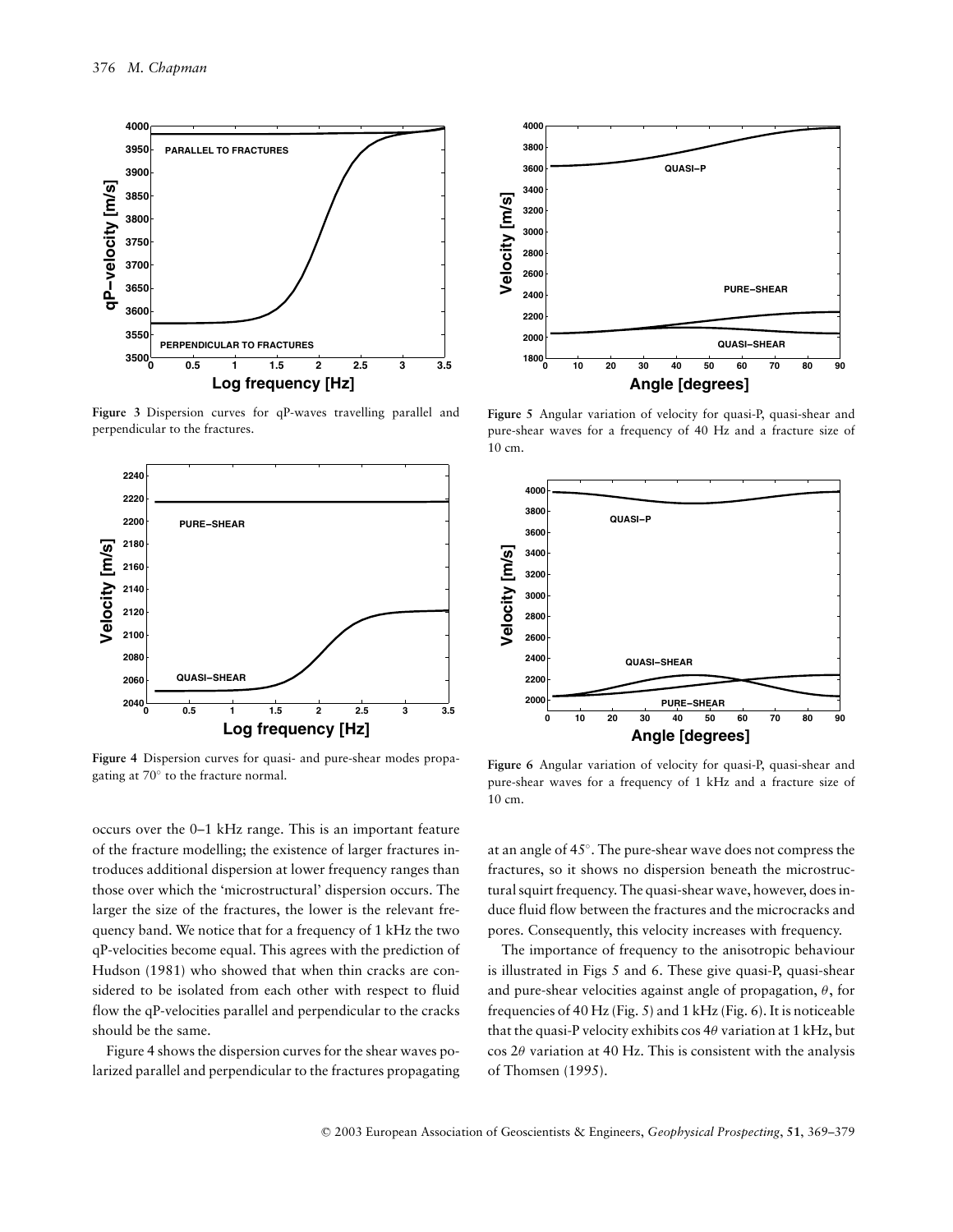Figure 3 Dispersion curves for qP-waves travelling parallel and perpendicular to the fractures.

Figure 4 Dispersion curves for quasi- and pure-shear modes propagating at 70° to the fracture normal.

Figure 5 Angular variation of velocity for quasi-P, quasi-shear and pure-shear waves for a frequency of 40 Hz and a fracture size of 10 cm.

Figure 6 Angular variation of velocity for quasi-P, quasi-shear and pure-shear waves for a frequency of 1 kHz and a fracture size of 10 cm.

occurs over the 0–1 kHz range. This is an important feature of the fracture modelling; the existence of larger fractures introduces additional dispersion at lower frequency ranges than those over which the 'microstructural' dispersion occurs. The larger the size of the fractures, the lower is the relevant frequency band. We notice that for a frequency of 1 kHz the two qP-velocities become equal. This agrees with the prediction of Hudson (1981) who showed that when thin cracks are considered to be isolated from each other with respect to fluid flow the qP-velocities parallel and perpendicular to the cracks should be the same.

Figure 4 shows the dispersion curves for the shear waves polarized parallel and perpendicular to the fractures propagating at an angle of 45°. The pure-shear wave does not compress the fractures, so it shows no dispersion beneath the microstructural squirt frequency. The quasi-shear wave, however, does induce fluid flow between the fractures and the microcracks and pores. Consequently, this velocity increases with frequency.

The importance of frequency to the anisotropic behaviour is illustrated in Figs 5 and 6. These give quasi-P, quasi-shear and pure-shear velocities against angle of propagation, $\theta$, for frequencies of 40 Hz (Fig. 5) and 1 kHz (Fig. 6). It is noticeable that the quasi-P velocity exhibits $\cos 4\theta$ variation at 1 kHz, but $\cos 2\theta$ variation at 40 Hz. This is consistent with the analysis of Thomsen (1995).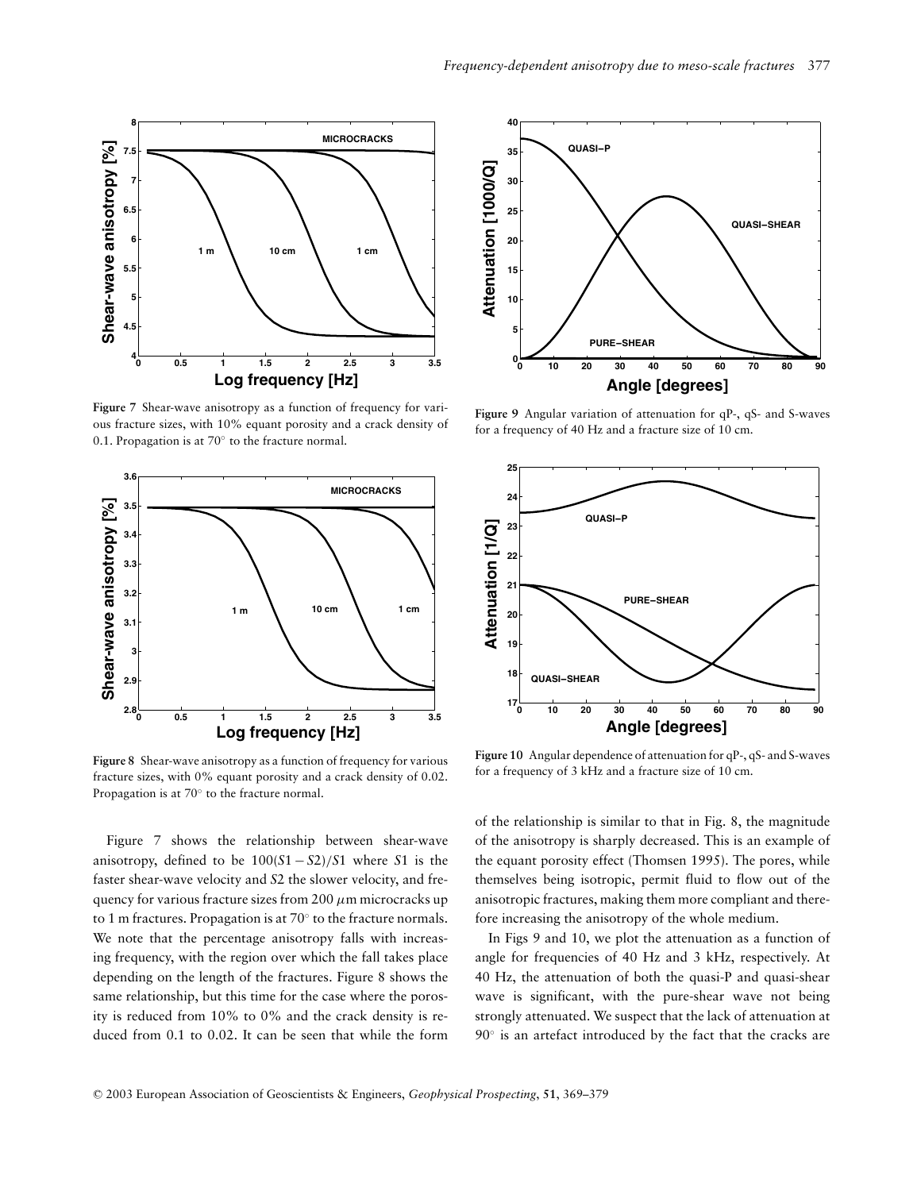Figure 7 Shear-wave anisotropy as a function of frequency for various fracture sizes, with 10% equant porosity and a crack density of 0.1. Propagation is at 70° to the fracture normal.

Figure 8 Shear-wave anisotropy as a function of frequency for various fracture sizes, with 0% equant porosity and a crack density of 0.02. Propagation is at 70° to the fracture normal.

Figure 9 Angular variation of attenuation for qP-, qS- and S-waves for a frequency of 40 Hz and a fracture size of 10 cm.

Figure 10 Angular dependence of attenuation for qP-, qS- and S-waves for a frequency of 3 kHz and a fracture size of 10 cm.

Figure 7 shows the relationship between shear-wave anisotropy, defined to be $100(S1 - S2)/S1$ where $S1$ is the faster shear-wave velocity and $S2$ the slower velocity, and frequency for various fracture sizes from 200 $\mu$m microcracks up to 1 m fractures. Propagation is at 70° to the fracture normals. We note that the percentage anisotropy falls with increasing frequency, with the region over which the fall takes place depending on the length of the fractures. Figure 8 shows the same relationship, but this time for the case where the porosity is reduced from 10% to 0% and the crack density is reduced from 0.1 to 0.02. It can be seen that while the form of the relationship is similar to that in Fig. 8, the magnitude of the anisotropy is sharply decreased. This is an example of the equant porosity effect (Thomsen 1995). The pores, while themselves being isotropic, permit fluid to flow out of the anisotropic fractures, making them more compliant and therefore increasing the anisotropy of the whole medium.

In Figs 9 and 10, we plot the attenuation as a function of angle for frequencies of 40 Hz and 3 kHz, respectively. At 40 Hz, the attenuation of both the quasi-P and quasi-shear wave is significant, with the pure-shear wave not being strongly attenuated. We suspect that the lack of attenuation at 90° is an artefact introduced by the fact that the cracks are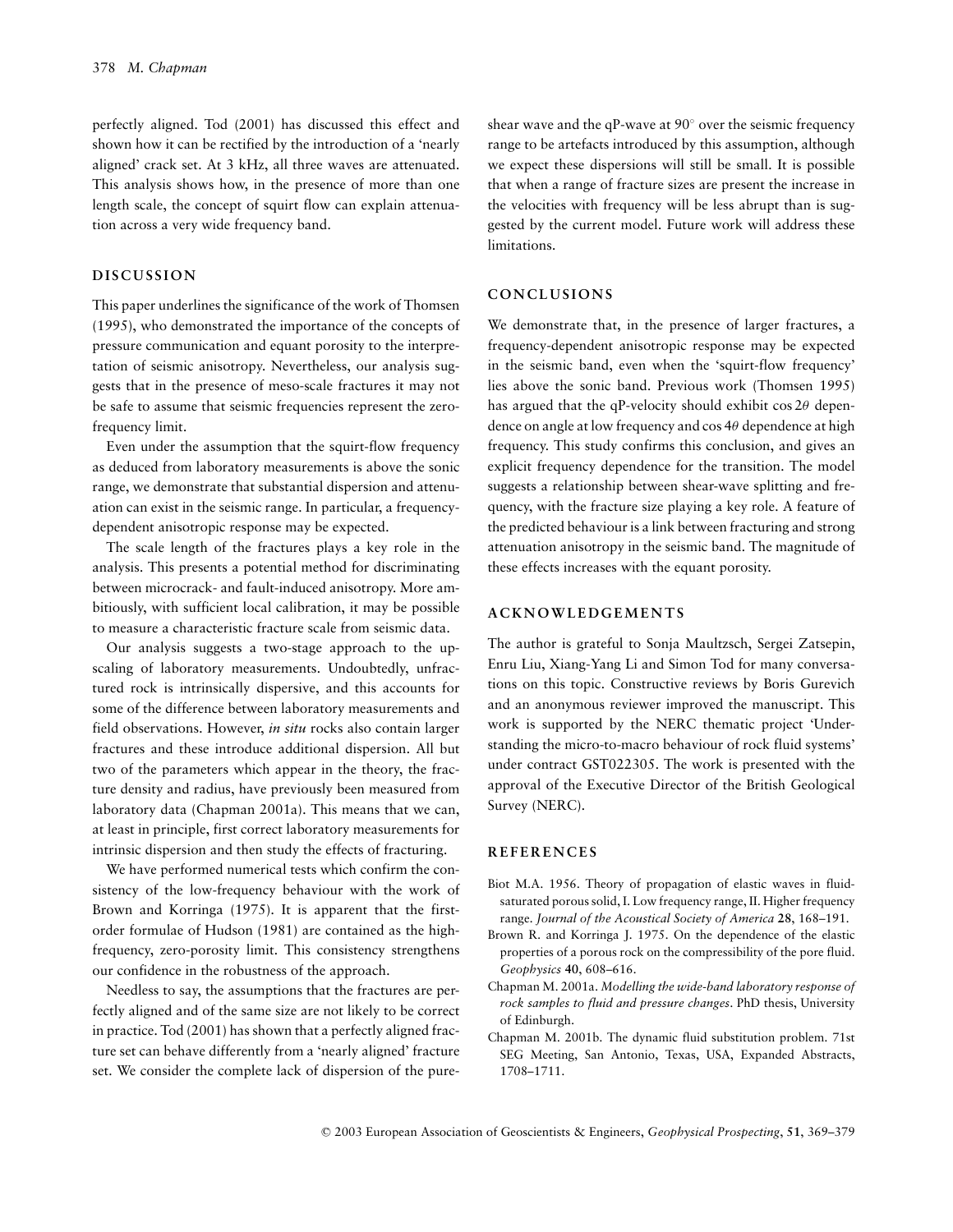perfectly aligned. Tod (2001) has discussed this effect and shown how it can be rectified by the introduction of a 'nearly aligned' crack set. At 3 kHz, all three waves are attenuated. This analysis shows how, in the presence of more than one length scale, the concept of squirt flow can explain attenuation across a very wide frequency band.

## DISCUSSION

This paper underlines the significance of the work of Thomsen (1995), who demonstrated the importance of the concepts of pressure communication and equant porosity to the interpretation of seismic anisotropy. Nevertheless, our analysis suggests that in the presence of meso-scale fractures it may not be safe to assume that seismic frequencies represent the zero-frequency limit.

Even under the assumption that the squirt-flow frequency as deduced from laboratory measurements is above the sonic range, we demonstrate that substantial dispersion and attenuation can exist in the seismic range. In particular, a frequency-dependent anisotropic response may be expected.

The scale length of the fractures plays a key role in the analysis. This presents a potential method for discriminating between microcrack- and fault-induced anisotropy. More ambitiously, with sufficient local calibration, it may be possible to measure a characteristic fracture scale from seismic data.

Our analysis suggests a two-stage approach to the upscaling of laboratory measurements. Undoubtedly, unfractured rock is intrinsically dispersive, and this accounts for some of the difference between laboratory measurements and field observations. However, *in situ* rocks also contain larger fractures and these introduce additional dispersion. All but two of the parameters which appear in the theory, the fracture density and radius, have previously been measured from laboratory data (Chapman 2001a). This means that we can, at least in principle, first correct laboratory measurements for intrinsic dispersion and then study the effects of fracturing.

We have performed numerical tests which confirm the consistency of the low-frequency behaviour with the work of Brown and Korringa (1975). It is apparent that the first-order formulae of Hudson (1981) are contained as the high-frequency, zero-porosity limit. This consistency strengthens our confidence in the robustness of the approach.

Needless to say, the assumptions that the fractures are perfectly aligned and of the same size are not likely to be correct in practice. Tod (2001) has shown that a perfectly aligned fracture set can behave differently from a 'nearly aligned' fracture set. We consider the complete lack of dispersion of the pure-shear wave and the qP-wave at 90° over the seismic frequency range to be artefacts introduced by this assumption, although we expect these dispersions will still be small. It is possible that when a range of fracture sizes are present the increase in the velocities with frequency will be less abrupt than is suggested by the current model. Future work will address these limitations.

## CONCLUSIONS

We demonstrate that, in the presence of larger fractures, a frequency-dependent anisotropic response may be expected in the seismic band, even when the 'squirt-flow frequency' lies above the sonic band. Previous work (Thomsen 1995) has argued that the qP-velocity should exhibit $\cos 2\theta$ dependence on angle at low frequency and $\cos 4\theta$ dependence at high frequency. This study confirms this conclusion, and gives an explicit frequency dependence for the transition. The model suggests a relationship between shear-wave splitting and frequency, with the fracture size playing a key role. A feature of the predicted behaviour is a link between fracturing and strong attenuation anisotropy in the seismic band. The magnitude of these effects increases with the equant porosity.

## ACKNOWLEDGEMENTS

The author is grateful to Sonja Maultzsch, Sergei Zatsepin, Enru Liu, Xiang-Yang Li and Simon Tod for many conversations on this topic. Constructive reviews by Boris Gurevich and an anonymous reviewer improved the manuscript. This work is supported by the NERC thematic project 'Understanding the micro-to-macro behaviour of rock fluid systems' under contract GST022305. The work is presented with the approval of the Executive Director of the British Geological Survey (NERC).

## REFERENCES

Biot M.A. 1956. Theory of propagation of elastic waves in fluid-saturated porous solid, I. Low frequency range, II. Higher frequency range. *Journal of the Acoustical Society of America* **28**, 168–191.

Brown R. and Korringa J. 1975. On the dependence of the elastic properties of a porous rock on the compressibility of the pore fluid. *Geophysics* **40**, 608–616.

Chapman M. 2001a. *Modelling the wide-band laboratory response of rock samples to fluid and pressure changes*. PhD thesis, University of Edinburgh.

Chapman M. 2001b. The dynamic fluid substitution problem. 71st SEG Meeting, San Antonio, Texas, USA, Expanded Abstracts, 1708–1711.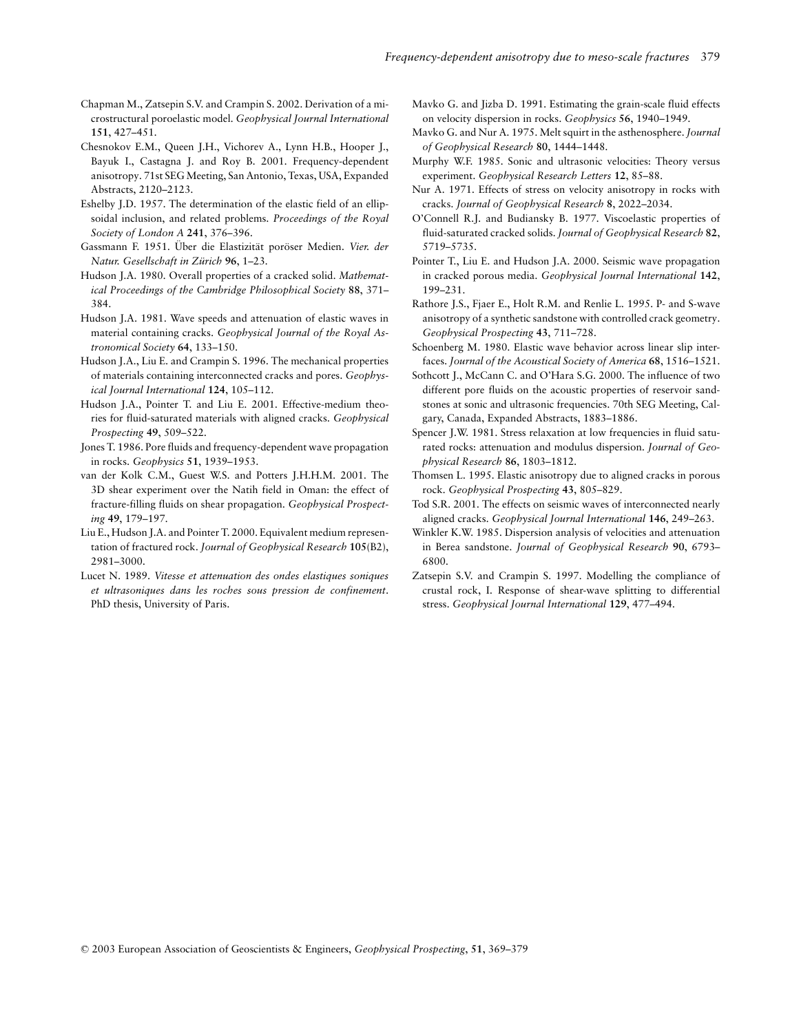Chapman M., Zatsepin S.V. and Crampin S. 2002. Derivation of a microstructural poroelastic model. *Geophysical Journal International* **151**, 427–451.

Chesnokov E.M., Queen J.H., Vichorev A., Lynn H.B., Hooper J., Bayuk I., Castagna J. and Roy B. 2001. Frequency-dependent anisotropy. 71st SEG Meeting, San Antonio, Texas, USA, Expanded Abstracts, 2120–2123.

Eshelby J.D. 1957. The determination of the elastic field of an ellipsoidal inclusion, and related problems. *Proceedings of the Royal Society of London A* **241**, 376–396.

Gassmann F. 1951. Über die Elastizität poröser Medien. *Vier. der Natur. Gesellschaft in Zürich* **96**, 1–23.

Hudson J.A. 1980. Overall properties of a cracked solid. *Mathematical Proceedings of the Cambridge Philosophical Society* **88**, 371–384.

Hudson J.A. 1981. Wave speeds and attenuation of elastic waves in material containing cracks. *Geophysical Journal of the Royal Astronomical Society* **64**, 133–150.

Hudson J.A., Liu E. and Crampin S. 1996. The mechanical properties of materials containing interconnected cracks and pores. *Geophysical Journal International* **124**, 105–112.

Hudson J.A., Pointer T. and Liu E. 2001. Effective-medium theories for fluid-saturated materials with aligned cracks. *Geophysical Prospecting* **49**, 509–522.

Jones T. 1986. Pore fluids and frequency-dependent wave propagation in rocks. *Geophysics* **51**, 1939–1953.

van der Kolk C.M., Guest W.S. and Potters J.H.H.M. 2001. The 3D shear experiment over the Natih field in Oman: the effect of fracture-filling fluids on shear propagation. *Geophysical Prospecting* **49**, 179–197.

Liu E., Hudson J.A. and Pointer T. 2000. Equivalent medium representation of fractured rock. *Journal of Geophysical Research* **105**(B2), 2981–3000.

Lucet N. 1989. *Vitesse et attenuation des ondes elastiques soniques et ultrasoniques dans les roches sous pression de confinement*. PhD thesis, University of Paris.

Mavko G. and Jizba D. 1991. Estimating the grain-scale fluid effects on velocity dispersion in rocks. *Geophysics* **56**, 1940–1949.

Mavko G. and Nur A. 1975. Melt squirt in the asthenosphere. *Journal of Geophysical Research* **80**, 1444–1448.

Murphy W.F. 1985. Sonic and ultrasonic velocities: Theory versus experiment. *Geophysical Research Letters* **12**, 85–88.

Nur A. 1971. Effects of stress on velocity anisotropy in rocks with cracks. *Journal of Geophysical Research* **8**, 2022–2034.

O'Connell R.J. and Budiansky B. 1977. Viscoelastic properties of fluid-saturated cracked solids. *Journal of Geophysical Research* **82**, 5719–5735.

Pointer T., Liu E. and Hudson J.A. 2000. Seismic wave propagation in cracked porous media. *Geophysical Journal International* **142**, 199–231.

Rathore J.S., Fjaer E., Holt R.M. and Renlie L. 1995. P- and S-wave anisotropy of a synthetic sandstone with controlled crack geometry. *Geophysical Prospecting* **43**, 711–728.

Schoenberg M. 1980. Elastic wave behavior across linear slip interfaces. *Journal of the Acoustical Society of America* **68**, 1516–1521.

Sothcott J., McCann C. and O'Hara S.G. 2000. The influence of two different pore fluids on the acoustic properties of reservoir sandstones at sonic and ultrasonic frequencies. 70th SEG Meeting, Calgary, Canada, Expanded Abstracts, 1883–1886.

Spencer J.W. 1981. Stress relaxation at low frequencies in fluid saturated rocks: attenuation and modulus dispersion. *Journal of Geophysical Research* **86**, 1803–1812.

Thomsen L. 1995. Elastic anisotropy due to aligned cracks in porous rock. *Geophysical Prospecting* **43**, 805–829.

Tod S.R. 2001. The effects on seismic waves of interconnected nearly aligned cracks. *Geophysical Journal International* **146**, 249–263.

Winkler K.W. 1985. Dispersion analysis of velocities and attenuation in Berea sandstone. *Journal of Geophysical Research* **90**, 6793–6800.

Zatsepin S.V. and Crampin S. 1997. Modelling the compliance of crustal rock, I. Response of shear-wave splitting to differential stress. *Geophysical Journal International* **129**, 477–494.